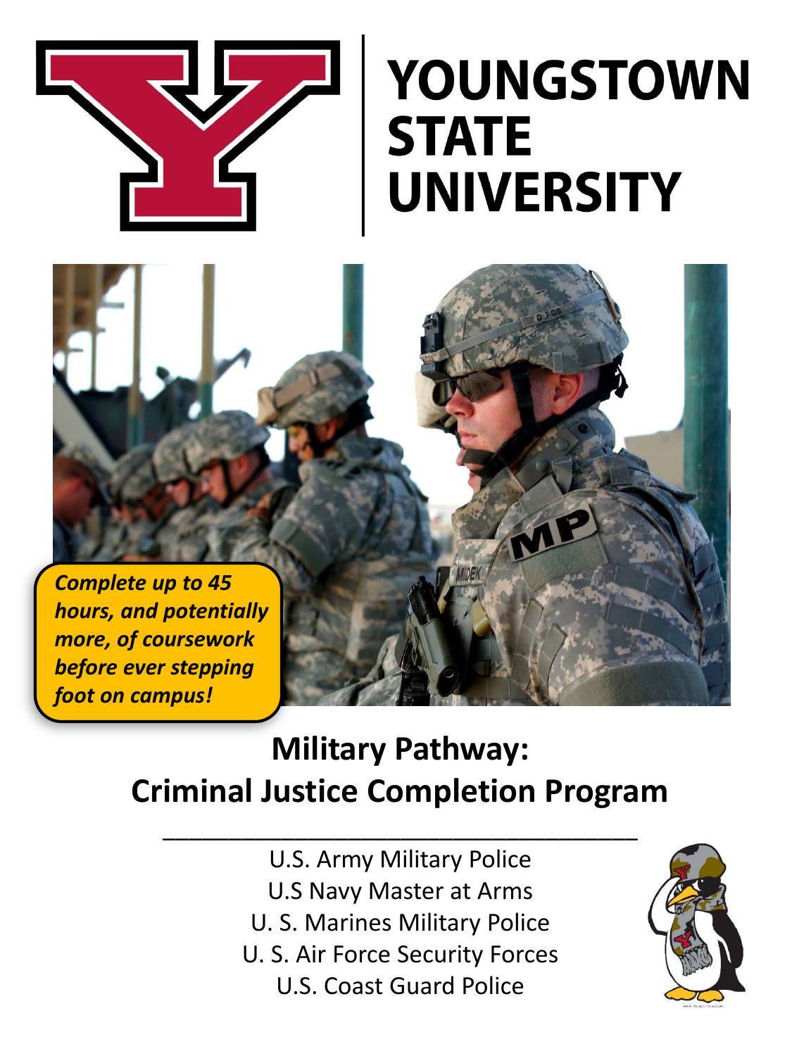# YOUNGSTOWN STATE UNIVERSITY

*Complete up to 45 hours, and potentially more, of coursework before ever stepping foot on campus!*

## Military Pathway: Criminal Justice Completion Program

U.S. Army Military Police
U.S Navy Master at Arms
U. S. Marines Military Police
U. S. Air Force Security Forces
U.S. Coast Guard Police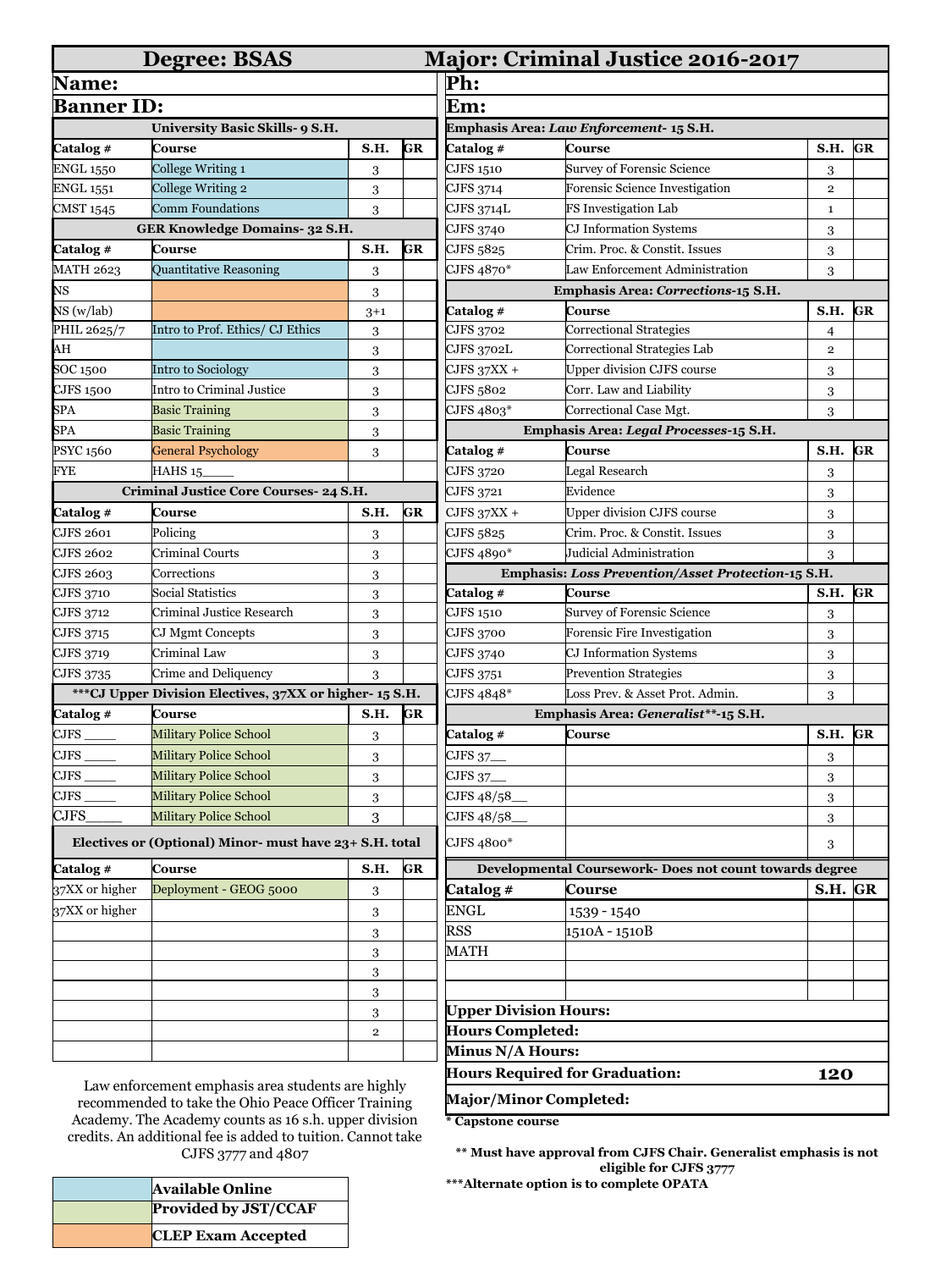# Degree: BSAS — Major: Criminal Justice 2016-2017

**Name:**

**Banner ID:**

**Ph:**

**Em:**

### University Basic Skills- 9 S.H.

| Catalog # | Course | S.H. | GR |
|---|---|---|---|
| ENGL 1550 | College Writing 1 | 3 | |
| ENGL 1551 | College Writing 2 | 3 | |
| CMST 1545 | Comm Foundations | 3 | |

### GER Knowledge Domains- 32 S.H.

| Catalog # | Course | S.H. | GR |
|---|---|---|---|
| MATH 2623 | Quantitative Reasoning | 3 | |
| NS | | 3 | |
| NS (w/lab) | | 3+1 | |
| PHIL 2625/7 | Intro to Prof. Ethics/ CJ Ethics | 3 | |
| AH | | 3 | |
| SOC 1500 | Intro to Sociology | 3 | |
| CJFS 1500 | Intro to Criminal Justice | 3 | |
| SPA | Basic Training | 3 | |
| SPA | Basic Training | 3 | |
| PSYC 1560 | General Psychology | 3 | |
| FYE | HAHS 15____ | | |

### Criminal Justice Core Courses- 24 S.H.

| Catalog # | Course | S.H. | GR |
|---|---|---|---|
| CJFS 2601 | Policing | 3 | |
| CJFS 2602 | Criminal Courts | 3 | |
| CJFS 2603 | Corrections | 3 | |
| CJFS 3710 | Social Statistics | 3 | |
| CJFS 3712 | Criminal Justice Research | 3 | |
| CJFS 3715 | CJ Mgmt Concepts | 3 | |
| CJFS 3719 | Criminal Law | 3 | |
| CJFS 3735 | Crime and Deliquency | 3 | |

### ***CJ Upper Division Electives, 37XX or higher- 15 S.H.

| Catalog # | Course | S.H. | GR |
|---|---|---|---|
| CJFS ____ | Military Police School | 3 | |
| CJFS ____ | Military Police School | 3 | |
| CJFS ____ | Military Police School | 3 | |
| CJFS ____ | Military Police School | 3 | |
| CJFS____ | Military Police School | 3 | |

### Electives or (Optional) Minor- must have 23+ S.H. total

| Catalog # | Course | S.H. | GR |
|---|---|---|---|
| 37XX or higher | Deployment - GEOG 5000 | 3 | |
| 37XX or higher | | 3 | |
| | | 3 | |
| | | 3 | |
| | | 3 | |
| | | 3 | |
| | | 3 | |
| | | 2 | |
| | | | |

Law enforcement emphasis area students are highly recommended to take the Ohio Peace Officer Training Academy. The Academy counts as 16 s.h. upper division credits. An additional fee is added to tuition. Cannot take CJFS 3777 and 4807

| | |
|---|---|
| (blue) | **Available Online** |
| (green) | **Provided by JST/CCAF** |
| (orange) | **CLEP Exam Accepted** |

### Emphasis Area: *Law Enforcement*- 15 S.H.

| Catalog # | Course | S.H. | GR |
|---|---|---|---|
| CJFS 1510 | Survey of Forensic Science | 3 | |
| CJFS 3714 | Forensic Science Investigation | 2 | |
| CJFS 3714L | FS Investigation Lab | 1 | |
| CJFS 3740 | CJ Information Systems | 3 | |
| CJFS 5825 | Crim. Proc. & Constit. Issues | 3 | |
| CJFS 4870* | Law Enforcement Administration | 3 | |

### Emphasis Area: *Corrections*-15 S.H.

| Catalog # | Course | S.H. | GR |
|---|---|---|---|
| CJFS 3702 | Correctional Strategies | 4 | |
| CJFS 3702L | Correctional Strategies Lab | 2 | |
| CJFS 37XX + | Upper division CJFS course | 3 | |
| CJFS 5802 | Corr. Law and Liability | 3 | |
| CJFS 4803* | Correctional Case Mgt. | 3 | |

### Emphasis Area: *Legal Processes*-15 S.H.

| Catalog # | Course | S.H. | GR |
|---|---|---|---|
| CJFS 3720 | Legal Research | 3 | |
| CJFS 3721 | Evidence | 3 | |
| CJFS 37XX + | Upper division CJFS course | 3 | |
| CJFS 5825 | Crim. Proc. & Constit. Issues | 3 | |
| CJFS 4890* | Judicial Administration | 3 | |

### Emphasis: *Loss Prevention/Asset Protection*-15 S.H.

| Catalog # | Course | S.H. | GR |
|---|---|---|---|
| CJFS 1510 | Survey of Forensic Science | 3 | |
| CJFS 3700 | Forensic Fire Investigation | 3 | |
| CJFS 3740 | CJ Information Systems | 3 | |
| CJFS 3751 | Prevention Strategies | 3 | |
| CJFS 4848* | Loss Prev. & Asset Prot. Admin. | 3 | |

### Emphasis Area: *Generalist***-15 S.H.

| Catalog # | Course | S.H. | GR |
|---|---|---|---|
| CJFS 37__ | | 3 | |
| CJFS 37__ | | 3 | |
| CJFS 48/58__ | | 3 | |
| CJFS 48/58__ | | 3 | |
| CJFS 4800* | | 3 | |

### Developmental Coursework- Does not count towards degree

| Catalog # | Course | S.H. | GR |
|---|---|---|---|
| ENGL | 1539 - 1540 | | |
| RSS | 1510A - 1510B | | |
| MATH | | | |
| | | | |
| | | | |

**Upper Division Hours:**

**Hours Completed:**

**Minus N/A Hours:**

**Hours Required for Graduation:** **120**

**Major/Minor Completed:**

**\* Capstone course**

**\*\* Must have approval from CJFS Chair. Generalist emphasis is not eligible for CJFS 3777**

**\*\*\*Alternate option is to complete OPATA**